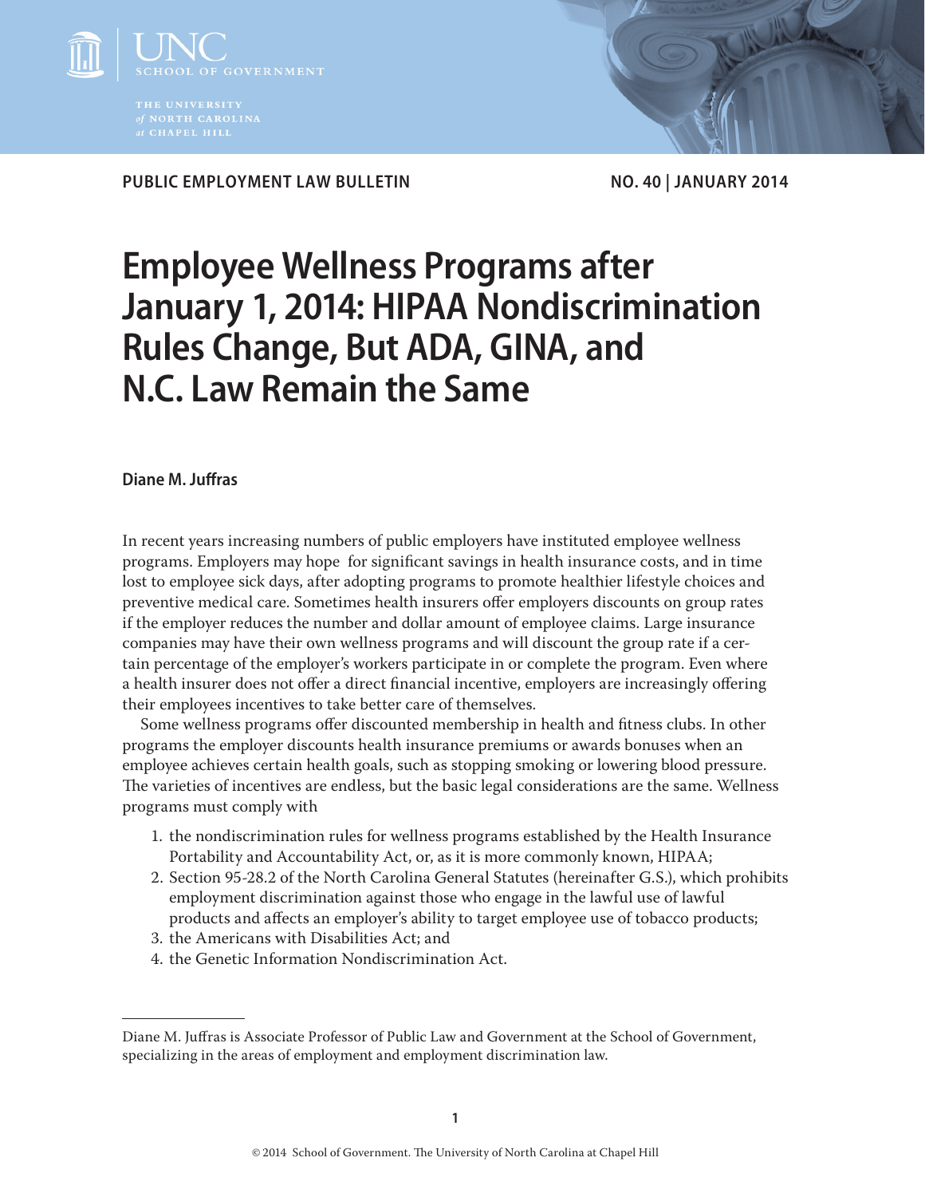PUBLIC EMPLOYMENT LAW BULLETIN NO. 40 | JANUARY 2014

# Employee Wellness Programs after January 1, 2014: HIPAA Nondiscrimination Rules Change, But ADA, GINA, and N.C. Law Remain the Same

**Diane M. Juffras**

In recent years increasing numbers of public employers have instituted employee wellness programs. Employers may hope for significant savings in health insurance costs, and in time lost to employee sick days, after adopting programs to promote healthier lifestyle choices and preventive medical care. Sometimes health insurers offer employers discounts on group rates if the employer reduces the number and dollar amount of employee claims. Large insurance companies may have their own wellness programs and will discount the group rate if a certain percentage of the employer's workers participate in or complete the program. Even where a health insurer does not offer a direct financial incentive, employers are increasingly offering their employees incentives to take better care of themselves.

Some wellness programs offer discounted membership in health and fitness clubs. In other programs the employer discounts health insurance premiums or awards bonuses when an employee achieves certain health goals, such as stopping smoking or lowering blood pressure. The varieties of incentives are endless, but the basic legal considerations are the same. Wellness programs must comply with

1. the nondiscrimination rules for wellness programs established by the Health Insurance Portability and Accountability Act, or, as it is more commonly known, HIPAA;
2. Section 95-28.2 of the North Carolina General Statutes (hereinafter G.S.), which prohibits employment discrimination against those who engage in the lawful use of lawful products and affects an employer's ability to target employee use of tobacco products;
3. the Americans with Disabilities Act; and
4. the Genetic Information Nondiscrimination Act.

---

Diane M. Juffras is Associate Professor of Public Law and Government at the School of Government, specializing in the areas of employment and employment discrimination law.

© 2014 School of Government. The University of North Carolina at Chapel Hill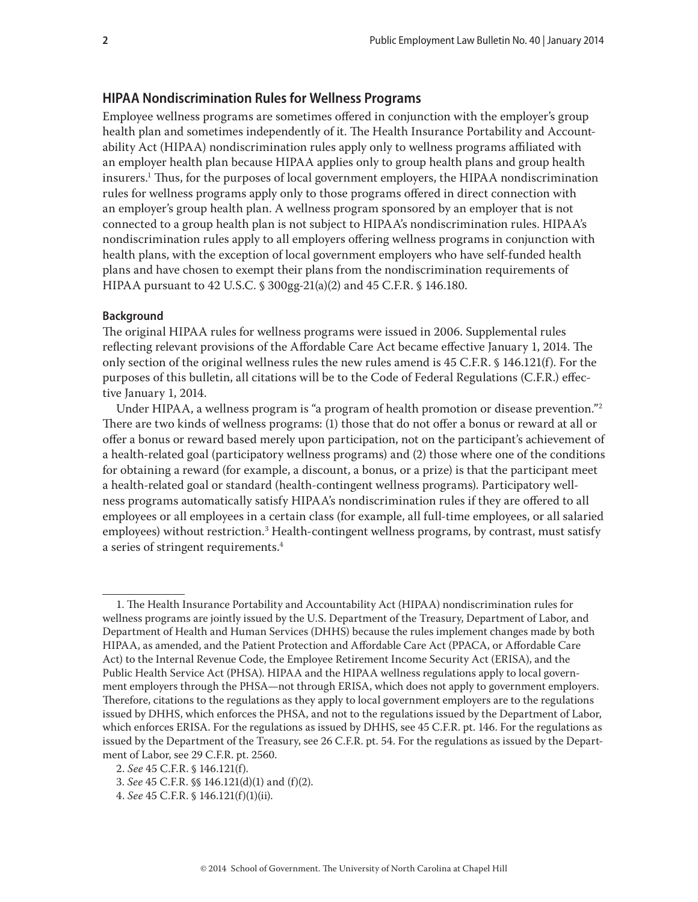## HIPAA Nondiscrimination Rules for Wellness Programs

Employee wellness programs are sometimes offered in conjunction with the employer's group health plan and sometimes independently of it. The Health Insurance Portability and Accountability Act (HIPAA) nondiscrimination rules apply only to wellness programs affiliated with an employer health plan because HIPAA applies only to group health plans and group health insurers.[1] Thus, for the purposes of local government employers, the HIPAA nondiscrimination rules for wellness programs apply only to those programs offered in direct connection with an employer's group health plan. A wellness program sponsored by an employer that is not connected to a group health plan is not subject to HIPAA's nondiscrimination rules. HIPAA's nondiscrimination rules apply to all employers offering wellness programs in conjunction with health plans, with the exception of local government employers who have self-funded health plans and have chosen to exempt their plans from the nondiscrimination requirements of HIPAA pursuant to 42 U.S.C. § 300gg-21(a)(2) and 45 C.F.R. § 146.180.

### Background

The original HIPAA rules for wellness programs were issued in 2006. Supplemental rules reflecting relevant provisions of the Affordable Care Act became effective January 1, 2014. The only section of the original wellness rules the new rules amend is 45 C.F.R. § 146.121(f). For the purposes of this bulletin, all citations will be to the Code of Federal Regulations (C.F.R.) effective January 1, 2014.

Under HIPAA, a wellness program is "a program of health promotion or disease prevention."[2] There are two kinds of wellness programs: (1) those that do not offer a bonus or reward at all or offer a bonus or reward based merely upon participation, not on the participant's achievement of a health-related goal (participatory wellness programs) and (2) those where one of the conditions for obtaining a reward (for example, a discount, a bonus, or a prize) is that the participant meet a health-related goal or standard (health-contingent wellness programs). Participatory wellness programs automatically satisfy HIPAA's nondiscrimination rules if they are offered to all employees or all employees in a certain class (for example, all full-time employees, or all salaried employees) without restriction.[3] Health-contingent wellness programs, by contrast, must satisfy a series of stringent requirements.[4]

---

1. The Health Insurance Portability and Accountability Act (HIPAA) nondiscrimination rules for wellness programs are jointly issued by the U.S. Department of the Treasury, Department of Labor, and Department of Health and Human Services (DHHS) because the rules implement changes made by both HIPAA, as amended, and the Patient Protection and Affordable Care Act (PPACA, or Affordable Care Act) to the Internal Revenue Code, the Employee Retirement Income Security Act (ERISA), and the Public Health Service Act (PHSA). HIPAA and the HIPAA wellness regulations apply to local government employers through the PHSA—not through ERISA, which does not apply to government employers. Therefore, citations to the regulations as they apply to local government employers are to the regulations issued by DHHS, which enforces the PHSA, and not to the regulations issued by the Department of Labor, which enforces ERISA. For the regulations as issued by DHHS, see 45 C.F.R. pt. 146. For the regulations as issued by the Department of the Treasury, see 26 C.F.R. pt. 54. For the regulations as issued by the Department of Labor, see 29 C.F.R. pt. 2560.

2. *See* 45 C.F.R. § 146.121(f).

3. *See* 45 C.F.R. §§ 146.121(d)(1) and (f)(2).

4. *See* 45 C.F.R. § 146.121(f)(1)(ii).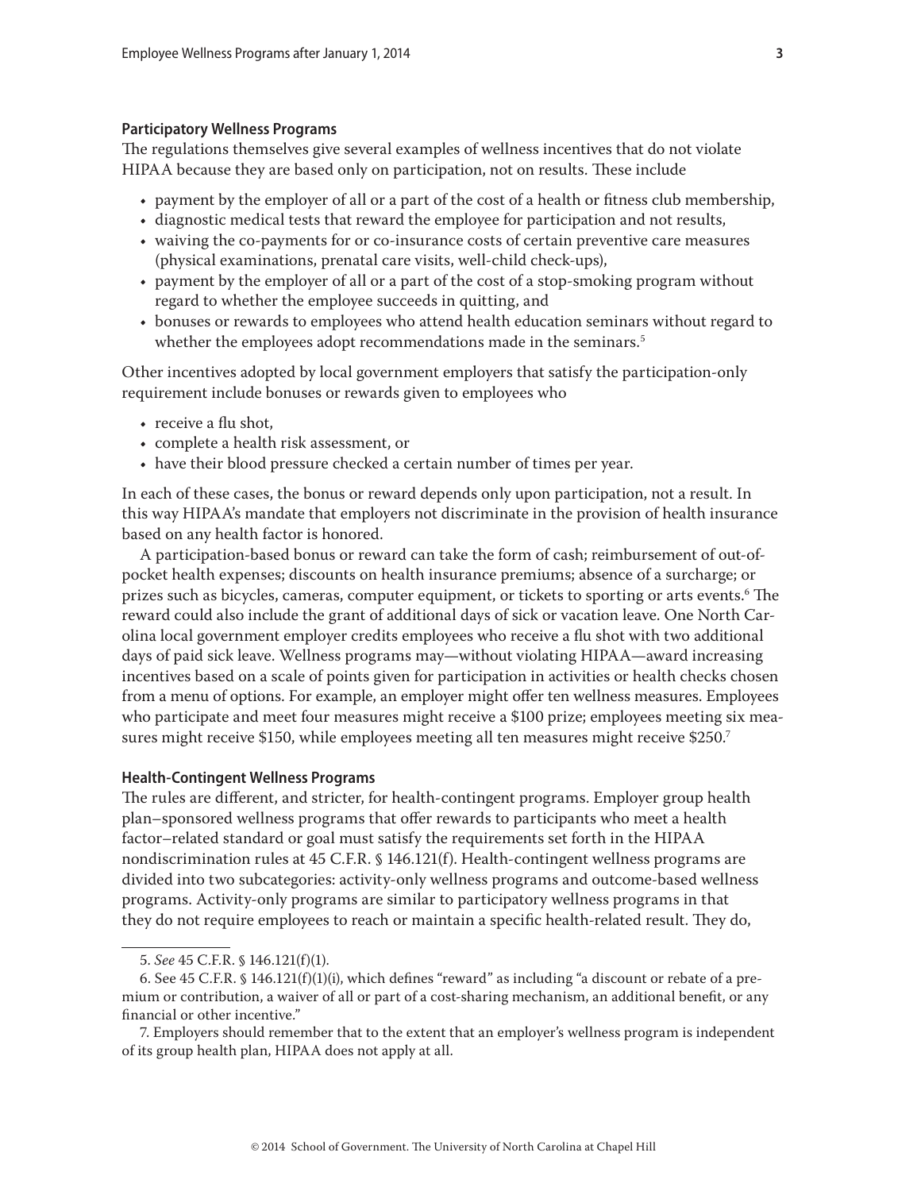### Participatory Wellness Programs

The regulations themselves give several examples of wellness incentives that do not violate HIPAA because they are based only on participation, not on results. These include

- payment by the employer of all or a part of the cost of a health or fitness club membership,
- diagnostic medical tests that reward the employee for participation and not results,
- waiving the co-payments for or co-insurance costs of certain preventive care measures (physical examinations, prenatal care visits, well-child check-ups),
- payment by the employer of all or a part of the cost of a stop-smoking program without regard to whether the employee succeeds in quitting, and
- bonuses or rewards to employees who attend health education seminars without regard to whether the employees adopt recommendations made in the seminars.[5]

Other incentives adopted by local government employers that satisfy the participation-only requirement include bonuses or rewards given to employees who

- receive a flu shot,
- complete a health risk assessment, or
- have their blood pressure checked a certain number of times per year.

In each of these cases, the bonus or reward depends only upon participation, not a result. In this way HIPAA's mandate that employers not discriminate in the provision of health insurance based on any health factor is honored.

A participation-based bonus or reward can take the form of cash; reimbursement of out-of-pocket health expenses; discounts on health insurance premiums; absence of a surcharge; or prizes such as bicycles, cameras, computer equipment, or tickets to sporting or arts events.[6] The reward could also include the grant of additional days of sick or vacation leave. One North Carolina local government employer credits employees who receive a flu shot with two additional days of paid sick leave. Wellness programs may—without violating HIPAA—award increasing incentives based on a scale of points given for participation in activities or health checks chosen from a menu of options. For example, an employer might offer ten wellness measures. Employees who participate and meet four measures might receive a $100 prize; employees meeting six measures might receive $150, while employees meeting all ten measures might receive $250.[7]

### Health-Contingent Wellness Programs

The rules are different, and stricter, for health-contingent programs. Employer group health plan–sponsored wellness programs that offer rewards to participants who meet a health factor–related standard or goal must satisfy the requirements set forth in the HIPAA nondiscrimination rules at 45 C.F.R. § 146.121(f). Health-contingent wellness programs are divided into two subcategories: activity-only wellness programs and outcome-based wellness programs. Activity-only programs are similar to participatory wellness programs in that they do not require employees to reach or maintain a specific health-related result. They do,

---

5. *See* 45 C.F.R. § 146.121(f)(1).

6. See 45 C.F.R. § 146.121(f)(1)(i), which defines "reward" as including "a discount or rebate of a premium or contribution, a waiver of all or part of a cost-sharing mechanism, an additional benefit, or any financial or other incentive."

7. Employers should remember that to the extent that an employer's wellness program is independent of its group health plan, HIPAA does not apply at all.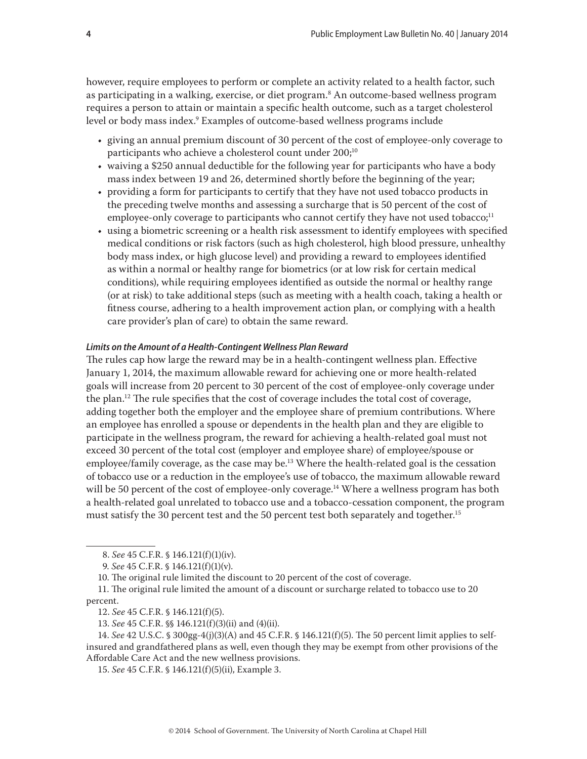however, require employees to perform or complete an activity related to a health factor, such as participating in a walking, exercise, or diet program.[8] An outcome-based wellness program requires a person to attain or maintain a specific health outcome, such as a target cholesterol level or body mass index.[9] Examples of outcome-based wellness programs include

- giving an annual premium discount of 30 percent of the cost of employee-only coverage to participants who achieve a cholesterol count under 200;[10]
- waiving a $250 annual deductible for the following year for participants who have a body mass index between 19 and 26, determined shortly before the beginning of the year;
- providing a form for participants to certify that they have not used tobacco products in the preceding twelve months and assessing a surcharge that is 50 percent of the cost of employee-only coverage to participants who cannot certify they have not used tobacco;[11]
- using a biometric screening or a health risk assessment to identify employees with specified medical conditions or risk factors (such as high cholesterol, high blood pressure, unhealthy body mass index, or high glucose level) and providing a reward to employees identified as within a normal or healthy range for biometrics (or at low risk for certain medical conditions), while requiring employees identified as outside the normal or healthy range (or at risk) to take additional steps (such as meeting with a health coach, taking a health or fitness course, adhering to a health improvement action plan, or complying with a health care provider's plan of care) to obtain the same reward.

#### *Limits on the Amount of a Health-Contingent Wellness Plan Reward*

The rules cap how large the reward may be in a health-contingent wellness plan. Effective January 1, 2014, the maximum allowable reward for achieving one or more health-related goals will increase from 20 percent to 30 percent of the cost of employee-only coverage under the plan.[12] The rule specifies that the cost of coverage includes the total cost of coverage, adding together both the employer and the employee share of premium contributions. Where an employee has enrolled a spouse or dependents in the health plan and they are eligible to participate in the wellness program, the reward for achieving a health-related goal must not exceed 30 percent of the total cost (employer and employee share) of employee/spouse or employee/family coverage, as the case may be.[13] Where the health-related goal is the cessation of tobacco use or a reduction in the employee's use of tobacco, the maximum allowable reward will be 50 percent of the cost of employee-only coverage.[14] Where a wellness program has both a health-related goal unrelated to tobacco use and a tobacco-cessation component, the program must satisfy the 30 percent test and the 50 percent test both separately and together.[15]

---

8. *See* 45 C.F.R. § 146.121(f)(1)(iv).

9. *See* 45 C.F.R. § 146.121(f)(1)(v).

10. The original rule limited the discount to 20 percent of the cost of coverage.

11. The original rule limited the amount of a discount or surcharge related to tobacco use to 20 percent.

12. *See* 45 C.F.R. § 146.121(f)(5).

13. *See* 45 C.F.R. §§ 146.121(f)(3)(ii) and (4)(ii).

14. *See* 42 U.S.C. § 300gg-4(j)(3)(A) and 45 C.F.R. § 146.121(f)(5). The 50 percent limit applies to self-insured and grandfathered plans as well, even though they may be exempt from other provisions of the Affordable Care Act and the new wellness provisions.

15. *See* 45 C.F.R. § 146.121(f)(5)(ii), Example 3.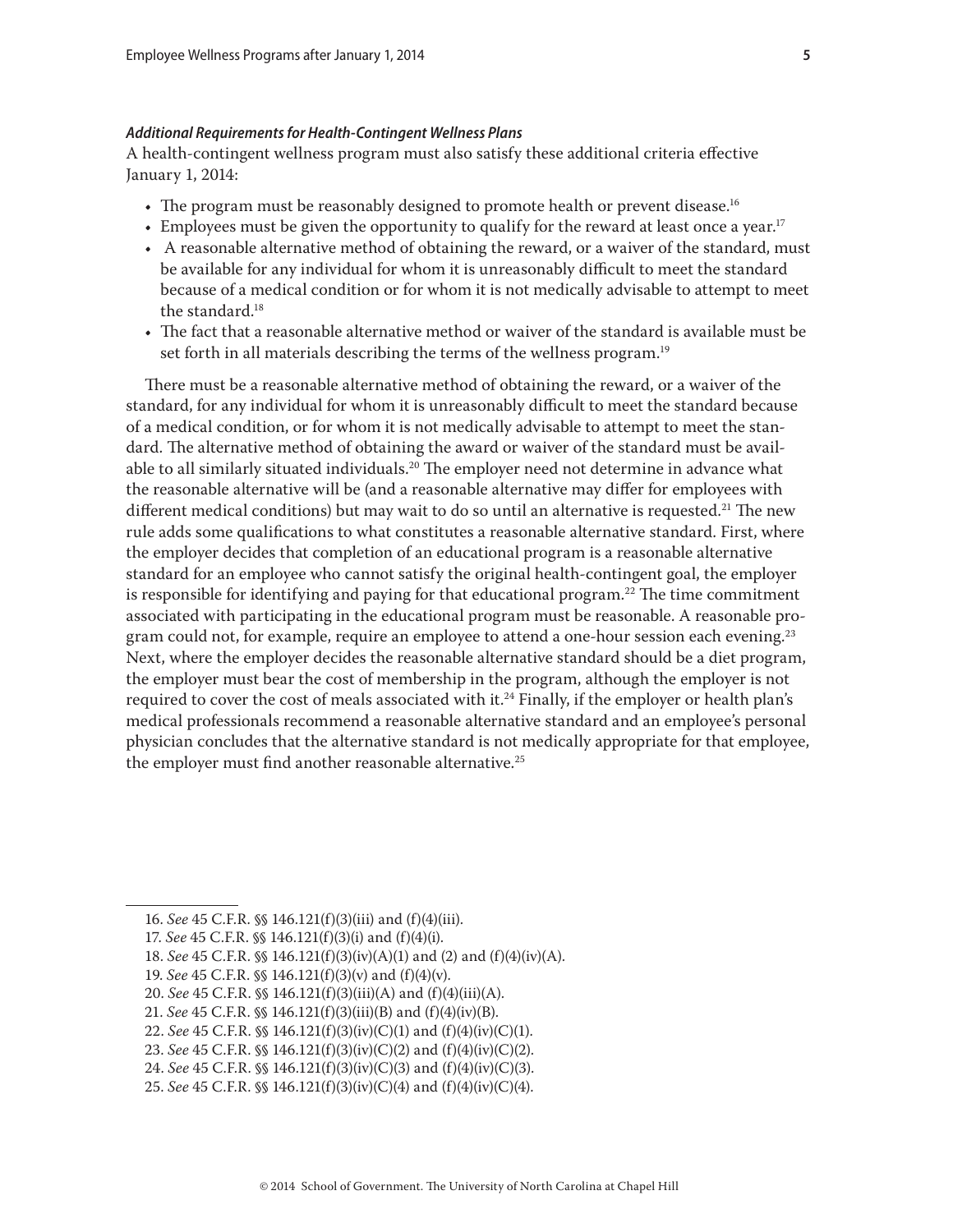***Additional Requirements for Health-Contingent Wellness Plans***

A health-contingent wellness program must also satisfy these additional criteria effective January 1, 2014:

- The program must be reasonably designed to promote health or prevent disease.[16]
- Employees must be given the opportunity to qualify for the reward at least once a year.[17]
- A reasonable alternative method of obtaining the reward, or a waiver of the standard, must be available for any individual for whom it is unreasonably difficult to meet the standard because of a medical condition or for whom it is not medically advisable to attempt to meet the standard.[18]
- The fact that a reasonable alternative method or waiver of the standard is available must be set forth in all materials describing the terms of the wellness program.[19]

There must be a reasonable alternative method of obtaining the reward, or a waiver of the standard, for any individual for whom it is unreasonably difficult to meet the standard because of a medical condition, or for whom it is not medically advisable to attempt to meet the standard. The alternative method of obtaining the award or waiver of the standard must be available to all similarly situated individuals.[20] The employer need not determine in advance what the reasonable alternative will be (and a reasonable alternative may differ for employees with different medical conditions) but may wait to do so until an alternative is requested.[21] The new rule adds some qualifications to what constitutes a reasonable alternative standard. First, where the employer decides that completion of an educational program is a reasonable alternative standard for an employee who cannot satisfy the original health-contingent goal, the employer is responsible for identifying and paying for that educational program.[22] The time commitment associated with participating in the educational program must be reasonable. A reasonable program could not, for example, require an employee to attend a one-hour session each evening.[23] Next, where the employer decides the reasonable alternative standard should be a diet program, the employer must bear the cost of membership in the program, although the employer is not required to cover the cost of meals associated with it.[24] Finally, if the employer or health plan's medical professionals recommend a reasonable alternative standard and an employee's personal physician concludes that the alternative standard is not medically appropriate for that employee, the employer must find another reasonable alternative.[25]

---

16. *See* 45 C.F.R. §§ 146.121(f)(3)(iii) and (f)(4)(iii).
17. *See* 45 C.F.R. §§ 146.121(f)(3)(i) and (f)(4)(i).
18. *See* 45 C.F.R. §§ 146.121(f)(3)(iv)(A)(1) and (2) and (f)(4)(iv)(A).
19. *See* 45 C.F.R. §§ 146.121(f)(3)(v) and (f)(4)(v).
20. *See* 45 C.F.R. §§ 146.121(f)(3)(iii)(A) and (f)(4)(iii)(A).
21. *See* 45 C.F.R. §§ 146.121(f)(3)(iii)(B) and (f)(4)(iv)(B).
22. *See* 45 C.F.R. §§ 146.121(f)(3)(iv)(C)(1) and (f)(4)(iv)(C)(1).
23. *See* 45 C.F.R. §§ 146.121(f)(3)(iv)(C)(2) and (f)(4)(iv)(C)(2).
24. *See* 45 C.F.R. §§ 146.121(f)(3)(iv)(C)(3) and (f)(4)(iv)(C)(3).
25. *See* 45 C.F.R. §§ 146.121(f)(3)(iv)(C)(4) and (f)(4)(iv)(C)(4).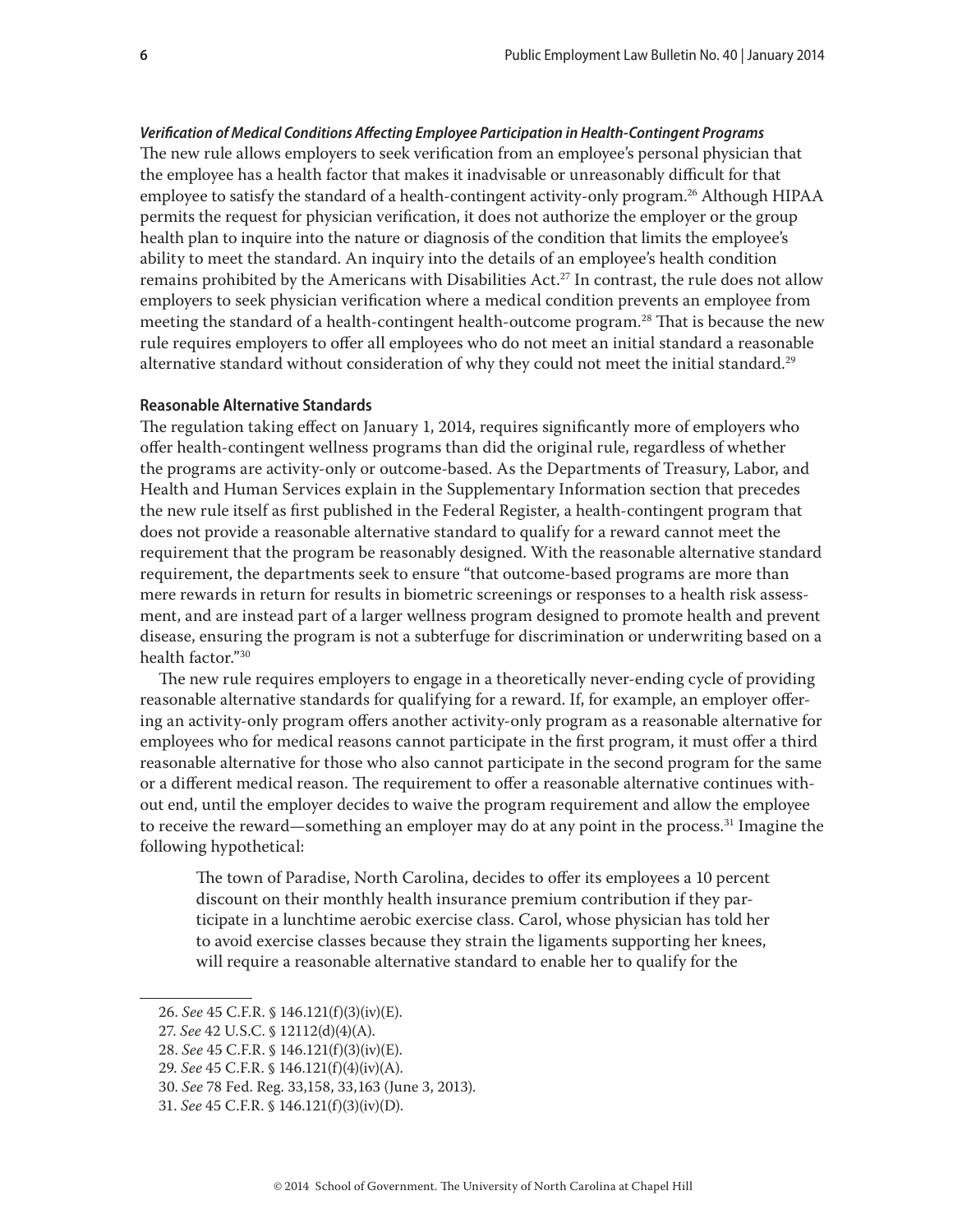***Verification of Medical Conditions Affecting Employee Participation in Health-Contingent Programs***

The new rule allows employers to seek verification from an employee's personal physician that the employee has a health factor that makes it inadvisable or unreasonably difficult for that employee to satisfy the standard of a health-contingent activity-only program.[26] Although HIPAA permits the request for physician verification, it does not authorize the employer or the group health plan to inquire into the nature or diagnosis of the condition that limits the employee's ability to meet the standard. An inquiry into the details of an employee's health condition remains prohibited by the Americans with Disabilities Act.[27] In contrast, the rule does not allow employers to seek physician verification where a medical condition prevents an employee from meeting the standard of a health-contingent health-outcome program.[28] That is because the new rule requires employers to offer all employees who do not meet an initial standard a reasonable alternative standard without consideration of why they could not meet the initial standard.[29]

**Reasonable Alternative Standards**

The regulation taking effect on January 1, 2014, requires significantly more of employers who offer health-contingent wellness programs than did the original rule, regardless of whether the programs are activity-only or outcome-based. As the Departments of Treasury, Labor, and Health and Human Services explain in the Supplementary Information section that precedes the new rule itself as first published in the Federal Register, a health-contingent program that does not provide a reasonable alternative standard to qualify for a reward cannot meet the requirement that the program be reasonably designed. With the reasonable alternative standard requirement, the departments seek to ensure "that outcome-based programs are more than mere rewards in return for results in biometric screenings or responses to a health risk assessment, and are instead part of a larger wellness program designed to promote health and prevent disease, ensuring the program is not a subterfuge for discrimination or underwriting based on a health factor."[30]

The new rule requires employers to engage in a theoretically never-ending cycle of providing reasonable alternative standards for qualifying for a reward. If, for example, an employer offering an activity-only program offers another activity-only program as a reasonable alternative for employees who for medical reasons cannot participate in the first program, it must offer a third reasonable alternative for those who also cannot participate in the second program for the same or a different medical reason. The requirement to offer a reasonable alternative continues without end, until the employer decides to waive the program requirement and allow the employee to receive the reward—something an employer may do at any point in the process.[31] Imagine the following hypothetical:

> The town of Paradise, North Carolina, decides to offer its employees a 10 percent discount on their monthly health insurance premium contribution if they participate in a lunchtime aerobic exercise class. Carol, whose physician has told her to avoid exercise classes because they strain the ligaments supporting her knees, will require a reasonable alternative standard to enable her to qualify for the

---

26. *See* 45 C.F.R. § 146.121(f)(3)(iv)(E).

27. *See* 42 U.S.C. § 12112(d)(4)(A).

28. *See* 45 C.F.R. § 146.121(f)(3)(iv)(E).

29. *See* 45 C.F.R. § 146.121(f)(4)(iv)(A).

30. *See* 78 Fed. Reg. 33,158, 33,163 (June 3, 2013).

31. *See* 45 C.F.R. § 146.121(f)(3)(iv)(D).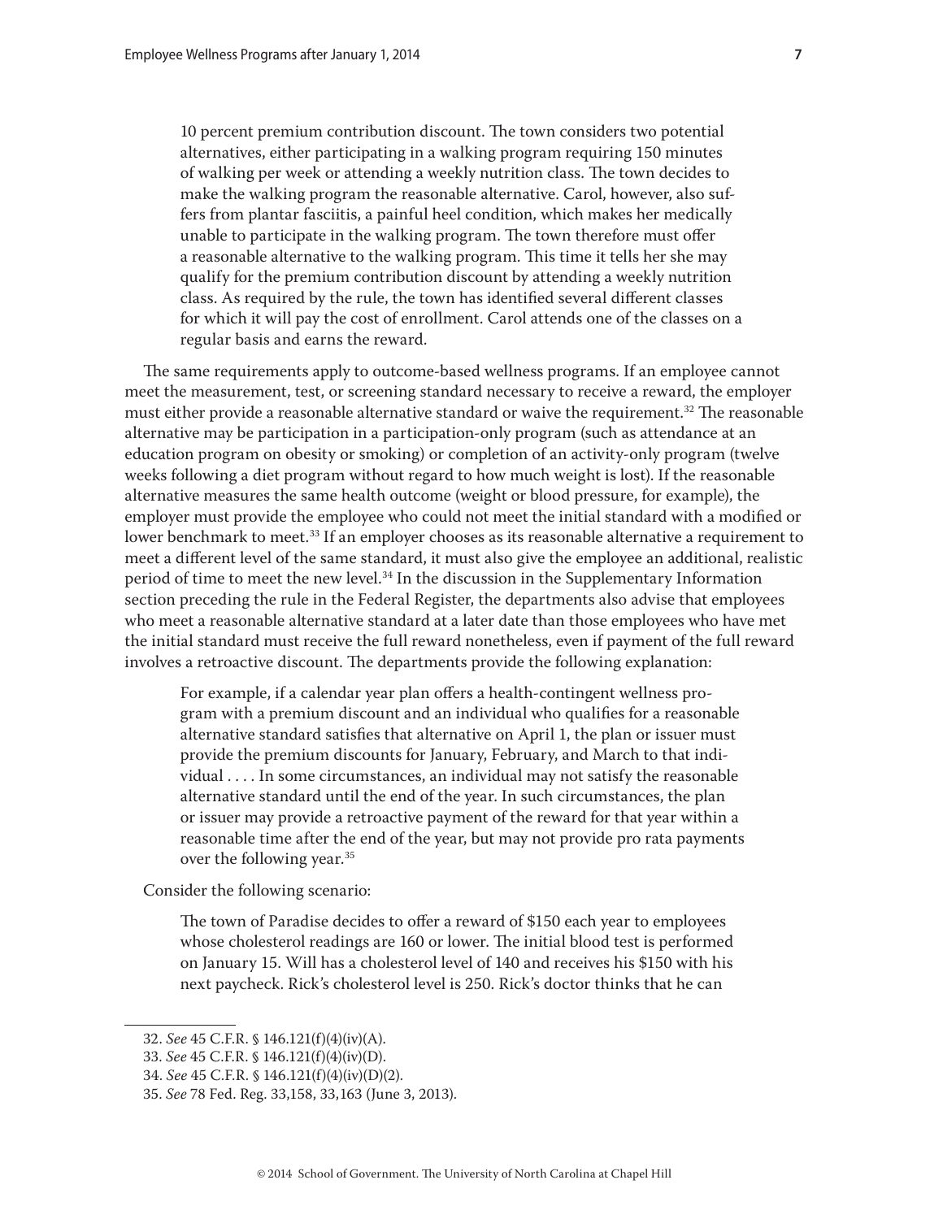> 10 percent premium contribution discount. The town considers two potential alternatives, either participating in a walking program requiring 150 minutes of walking per week or attending a weekly nutrition class. The town decides to make the walking program the reasonable alternative. Carol, however, also suffers from plantar fasciitis, a painful heel condition, which makes her medically unable to participate in the walking program. The town therefore must offer a reasonable alternative to the walking program. This time it tells her she may qualify for the premium contribution discount by attending a weekly nutrition class. As required by the rule, the town has identified several different classes for which it will pay the cost of enrollment. Carol attends one of the classes on a regular basis and earns the reward.

The same requirements apply to outcome-based wellness programs. If an employee cannot meet the measurement, test, or screening standard necessary to receive a reward, the employer must either provide a reasonable alternative standard or waive the requirement.[32] The reasonable alternative may be participation in a participation-only program (such as attendance at an education program on obesity or smoking) or completion of an activity-only program (twelve weeks following a diet program without regard to how much weight is lost). If the reasonable alternative measures the same health outcome (weight or blood pressure, for example), the employer must provide the employee who could not meet the initial standard with a modified or lower benchmark to meet.[33] If an employer chooses as its reasonable alternative a requirement to meet a different level of the same standard, it must also give the employee an additional, realistic period of time to meet the new level.[34] In the discussion in the Supplementary Information section preceding the rule in the Federal Register, the departments also advise that employees who meet a reasonable alternative standard at a later date than those employees who have met the initial standard must receive the full reward nonetheless, even if payment of the full reward involves a retroactive discount. The departments provide the following explanation:

> For example, if a calendar year plan offers a health-contingent wellness program with a premium discount and an individual who qualifies for a reasonable alternative standard satisfies that alternative on April 1, the plan or issuer must provide the premium discounts for January, February, and March to that individual . . . . In some circumstances, an individual may not satisfy the reasonable alternative standard until the end of the year. In such circumstances, the plan or issuer may provide a retroactive payment of the reward for that year within a reasonable time after the end of the year, but may not provide pro rata payments over the following year.[35]

Consider the following scenario:

> The town of Paradise decides to offer a reward of $150 each year to employees whose cholesterol readings are 160 or lower. The initial blood test is performed on January 15. Will has a cholesterol level of 140 and receives his $150 with his next paycheck. Rick's cholesterol level is 250. Rick's doctor thinks that he can

---

32. *See* 45 C.F.R. § 146.121(f)(4)(iv)(A).

33. *See* 45 C.F.R. § 146.121(f)(4)(iv)(D).

34. *See* 45 C.F.R. § 146.121(f)(4)(iv)(D)(2).

35. *See* 78 Fed. Reg. 33,158, 33,163 (June 3, 2013).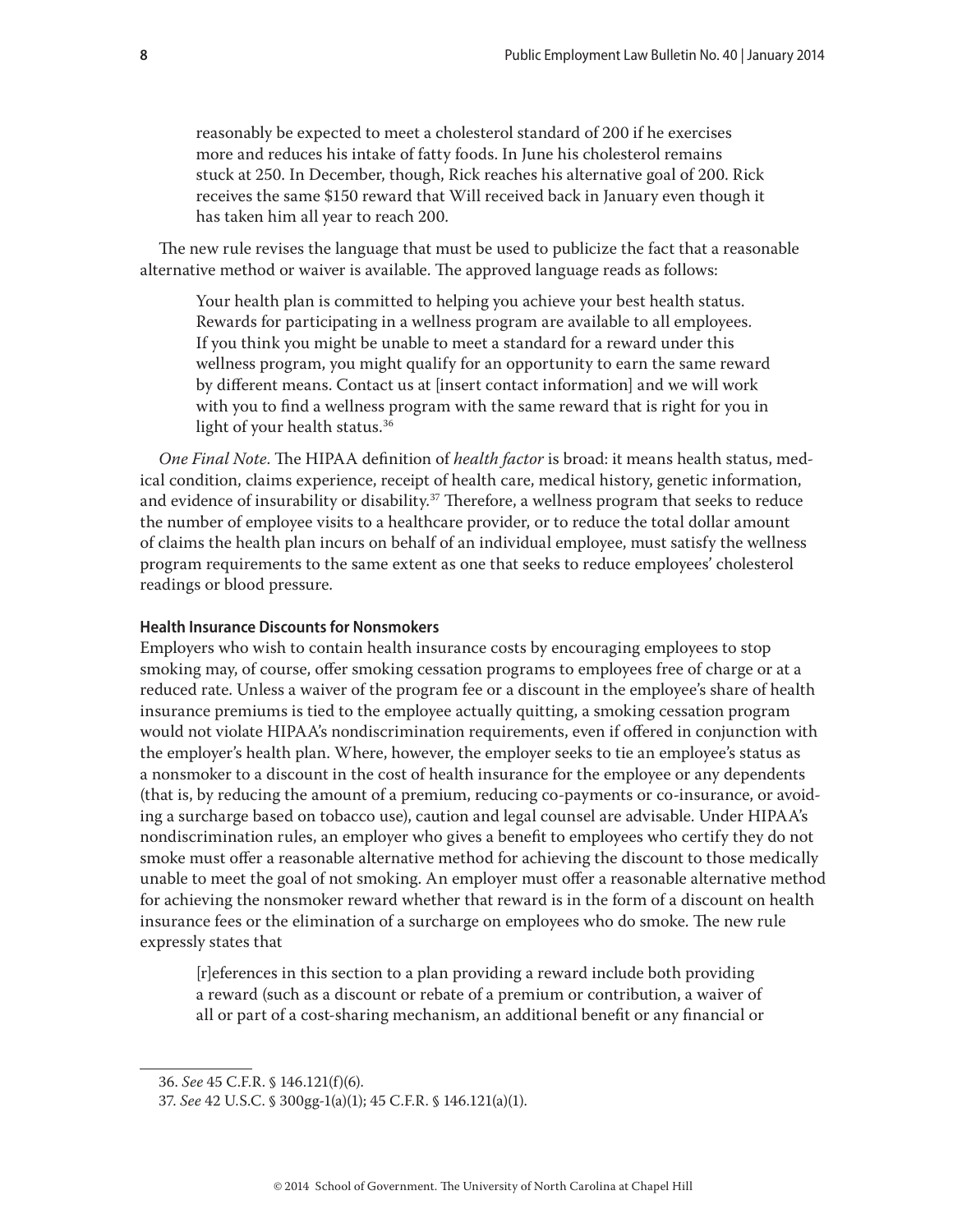reasonably be expected to meet a cholesterol standard of 200 if he exercises more and reduces his intake of fatty foods. In June his cholesterol remains stuck at 250. In December, though, Rick reaches his alternative goal of 200. Rick receives the same $150 reward that Will received back in January even though it has taken him all year to reach 200.

The new rule revises the language that must be used to publicize the fact that a reasonable alternative method or waiver is available. The approved language reads as follows:

> Your health plan is committed to helping you achieve your best health status. Rewards for participating in a wellness program are available to all employees. If you think you might be unable to meet a standard for a reward under this wellness program, you might qualify for an opportunity to earn the same reward by different means. Contact us at [insert contact information] and we will work with you to find a wellness program with the same reward that is right for you in light of your health status.[36]

*One Final Note*. The HIPAA definition of *health factor* is broad: it means health status, medical condition, claims experience, receipt of health care, medical history, genetic information, and evidence of insurability or disability.[37] Therefore, a wellness program that seeks to reduce the number of employee visits to a healthcare provider, or to reduce the total dollar amount of claims the health plan incurs on behalf of an individual employee, must satisfy the wellness program requirements to the same extent as one that seeks to reduce employees' cholesterol readings or blood pressure.

#### Health Insurance Discounts for Nonsmokers

Employers who wish to contain health insurance costs by encouraging employees to stop smoking may, of course, offer smoking cessation programs to employees free of charge or at a reduced rate. Unless a waiver of the program fee or a discount in the employee's share of health insurance premiums is tied to the employee actually quitting, a smoking cessation program would not violate HIPAA's nondiscrimination requirements, even if offered in conjunction with the employer's health plan. Where, however, the employer seeks to tie an employee's status as a nonsmoker to a discount in the cost of health insurance for the employee or any dependents (that is, by reducing the amount of a premium, reducing co-payments or co-insurance, or avoiding a surcharge based on tobacco use), caution and legal counsel are advisable. Under HIPAA's nondiscrimination rules, an employer who gives a benefit to employees who certify they do not smoke must offer a reasonable alternative method for achieving the discount to those medically unable to meet the goal of not smoking. An employer must offer a reasonable alternative method for achieving the nonsmoker reward whether that reward is in the form of a discount on health insurance fees or the elimination of a surcharge on employees who do smoke. The new rule expressly states that

> [r]eferences in this section to a plan providing a reward include both providing a reward (such as a discount or rebate of a premium or contribution, a waiver of all or part of a cost-sharing mechanism, an additional benefit or any financial or

---

36. *See* 45 C.F.R. § 146.121(f)(6).

37. *See* 42 U.S.C. § 300gg-1(a)(1); 45 C.F.R. § 146.121(a)(1).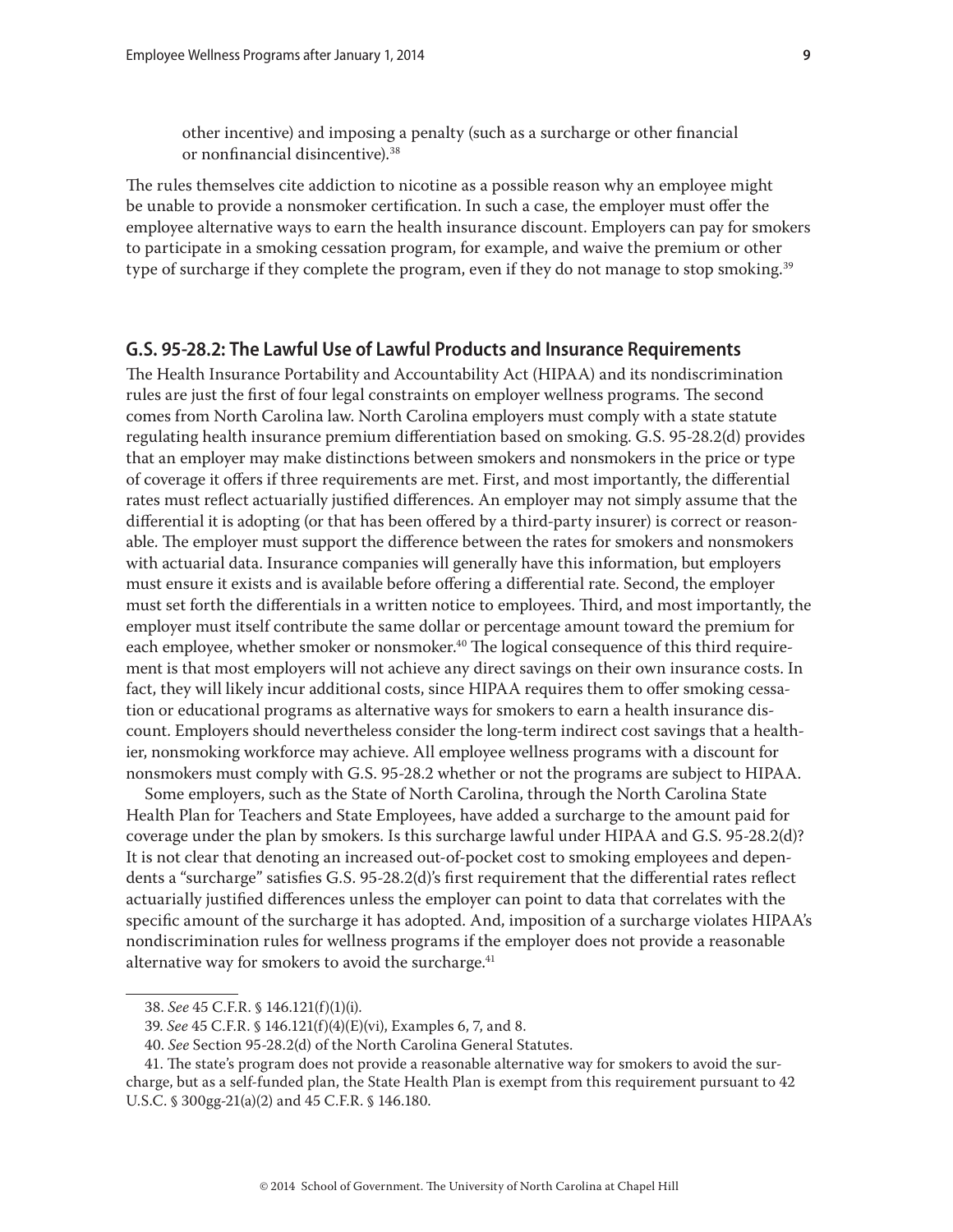other incentive) and imposing a penalty (such as a surcharge or other financial or nonfinancial disincentive).[38]

The rules themselves cite addiction to nicotine as a possible reason why an employee might be unable to provide a nonsmoker certification. In such a case, the employer must offer the employee alternative ways to earn the health insurance discount. Employers can pay for smokers to participate in a smoking cessation program, for example, and waive the premium or other type of surcharge if they complete the program, even if they do not manage to stop smoking.[39]

## G.S. 95-28.2: The Lawful Use of Lawful Products and Insurance Requirements

The Health Insurance Portability and Accountability Act (HIPAA) and its nondiscrimination rules are just the first of four legal constraints on employer wellness programs. The second comes from North Carolina law. North Carolina employers must comply with a state statute regulating health insurance premium differentiation based on smoking. G.S. 95-28.2(d) provides that an employer may make distinctions between smokers and nonsmokers in the price or type of coverage it offers if three requirements are met. First, and most importantly, the differential rates must reflect actuarially justified differences. An employer may not simply assume that the differential it is adopting (or that has been offered by a third-party insurer) is correct or reasonable. The employer must support the difference between the rates for smokers and nonsmokers with actuarial data. Insurance companies will generally have this information, but employers must ensure it exists and is available before offering a differential rate. Second, the employer must set forth the differentials in a written notice to employees. Third, and most importantly, the employer must itself contribute the same dollar or percentage amount toward the premium for each employee, whether smoker or nonsmoker.[40] The logical consequence of this third requirement is that most employers will not achieve any direct savings on their own insurance costs. In fact, they will likely incur additional costs, since HIPAA requires them to offer smoking cessation or educational programs as alternative ways for smokers to earn a health insurance discount. Employers should nevertheless consider the long-term indirect cost savings that a healthier, nonsmoking workforce may achieve. All employee wellness programs with a discount for nonsmokers must comply with G.S. 95-28.2 whether or not the programs are subject to HIPAA.

Some employers, such as the State of North Carolina, through the North Carolina State Health Plan for Teachers and State Employees, have added a surcharge to the amount paid for coverage under the plan by smokers. Is this surcharge lawful under HIPAA and G.S. 95-28.2(d)? It is not clear that denoting an increased out-of-pocket cost to smoking employees and dependents a "surcharge" satisfies G.S. 95-28.2(d)'s first requirement that the differential rates reflect actuarially justified differences unless the employer can point to data that correlates with the specific amount of the surcharge it has adopted. And, imposition of a surcharge violates HIPAA's nondiscrimination rules for wellness programs if the employer does not provide a reasonable alternative way for smokers to avoid the surcharge.[41]

---

38. *See* 45 C.F.R. § 146.121(f)(1)(i).

39. *See* 45 C.F.R. § 146.121(f)(4)(E)(vi), Examples 6, 7, and 8.

40. *See* Section 95-28.2(d) of the North Carolina General Statutes.

41. The state's program does not provide a reasonable alternative way for smokers to avoid the surcharge, but as a self-funded plan, the State Health Plan is exempt from this requirement pursuant to 42 U.S.C. § 300gg-21(a)(2) and 45 C.F.R. § 146.180.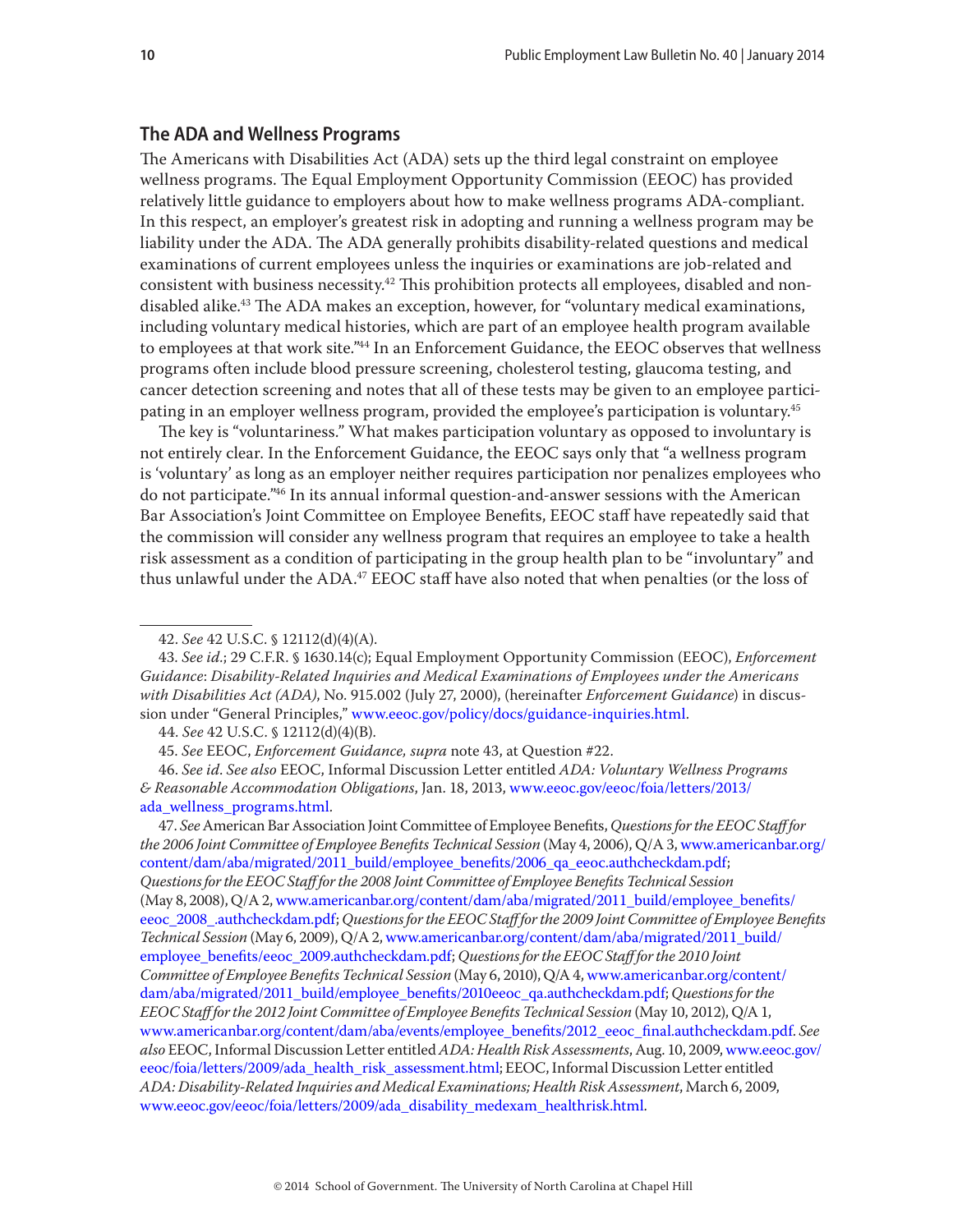## The ADA and Wellness Programs

The Americans with Disabilities Act (ADA) sets up the third legal constraint on employee wellness programs. The Equal Employment Opportunity Commission (EEOC) has provided relatively little guidance to employers about how to make wellness programs ADA-compliant. In this respect, an employer's greatest risk in adopting and running a wellness program may be liability under the ADA. The ADA generally prohibits disability-related questions and medical examinations of current employees unless the inquiries or examinations are job-related and consistent with business necessity.[42] This prohibition protects all employees, disabled and non-disabled alike.[43] The ADA makes an exception, however, for "voluntary medical examinations, including voluntary medical histories, which are part of an employee health program available to employees at that work site."[44] In an Enforcement Guidance, the EEOC observes that wellness programs often include blood pressure screening, cholesterol testing, glaucoma testing, and cancer detection screening and notes that all of these tests may be given to an employee participating in an employer wellness program, provided the employee's participation is voluntary.[45]

The key is "voluntariness." What makes participation voluntary as opposed to involuntary is not entirely clear. In the Enforcement Guidance, the EEOC says only that "a wellness program is 'voluntary' as long as an employer neither requires participation nor penalizes employees who do not participate."[46] In its annual informal question-and-answer sessions with the American Bar Association's Joint Committee on Employee Benefits, EEOC staff have repeatedly said that the commission will consider any wellness program that requires an employee to take a health risk assessment as a condition of participating in the group health plan to be "involuntary" and thus unlawful under the ADA.[47] EEOC staff have also noted that when penalties (or the loss of

---

42. *See* 42 U.S.C. § 12112(d)(4)(A).

43. *See id.*; 29 C.F.R. § 1630.14(c); Equal Employment Opportunity Commission (EEOC), *Enforcement Guidance*: *Disability-Related Inquiries and Medical Examinations of Employees under the Americans with Disabilities Act (ADA)*, No. 915.002 (July 27, 2000), (hereinafter *Enforcement Guidance*) in discussion under "General Principles," www.eeoc.gov/policy/docs/guidance-inquiries.html.

44. *See* 42 U.S.C. § 12112(d)(4)(B).

45. *See* EEOC, *Enforcement Guidance, supra* note 43, at Question #22.

46. *See id*. *See also* EEOC, Informal Discussion Letter entitled *ADA: Voluntary Wellness Programs & Reasonable Accommodation Obligations*, Jan. 18, 2013, www.eeoc.gov/eeoc/foia/letters/2013/ada_wellness_programs.html.

47. *See* American Bar Association Joint Committee of Employee Benefits, *Questions for the EEOC Staff for the 2006 Joint Committee of Employee Benefits Technical Session* (May 4, 2006), Q/A 3, www.americanbar.org/content/dam/aba/migrated/2011_build/employee_benefits/2006_qa_eeoc.authcheckdam.pdf; *Questions for the EEOC Staff for the 2008 Joint Committee of Employee Benefits Technical Session* (May 8, 2008), Q/A 2, www.americanbar.org/content/dam/aba/migrated/2011_build/employee_benefits/eeoc_2008_.authcheckdam.pdf; *Questions for the EEOC Staff for the 2009 Joint Committee of Employee Benefits Technical Session* (May 6, 2009), Q/A 2, www.americanbar.org/content/dam/aba/migrated/2011_build/employee_benefits/eeoc_2009.authcheckdam.pdf; *Questions for the EEOC Staff for the 2010 Joint Committee of Employee Benefits Technical Session* (May 6, 2010), Q/A 4, www.americanbar.org/content/dam/aba/migrated/2011_build/employee_benefits/2010eeoc_qa.authcheckdam.pdf; *Questions for the EEOC Staff for the 2012 Joint Committee of Employee Benefits Technical Session* (May 10, 2012), Q/A 1, www.americanbar.org/content/dam/aba/events/employee_benefits/2012_eeoc_final.authcheckdam.pdf. *See also* EEOC, Informal Discussion Letter entitled *ADA: Health Risk Assessments*, Aug. 10, 2009, www.eeoc.gov/eeoc/foia/letters/2009/ada_health_risk_assessment.html; EEOC, Informal Discussion Letter entitled *ADA: Disability-Related Inquiries and Medical Examinations; Health Risk Assessment*, March 6, 2009, www.eeoc.gov/eeoc/foia/letters/2009/ada_disability_medexam_healthrisk.html.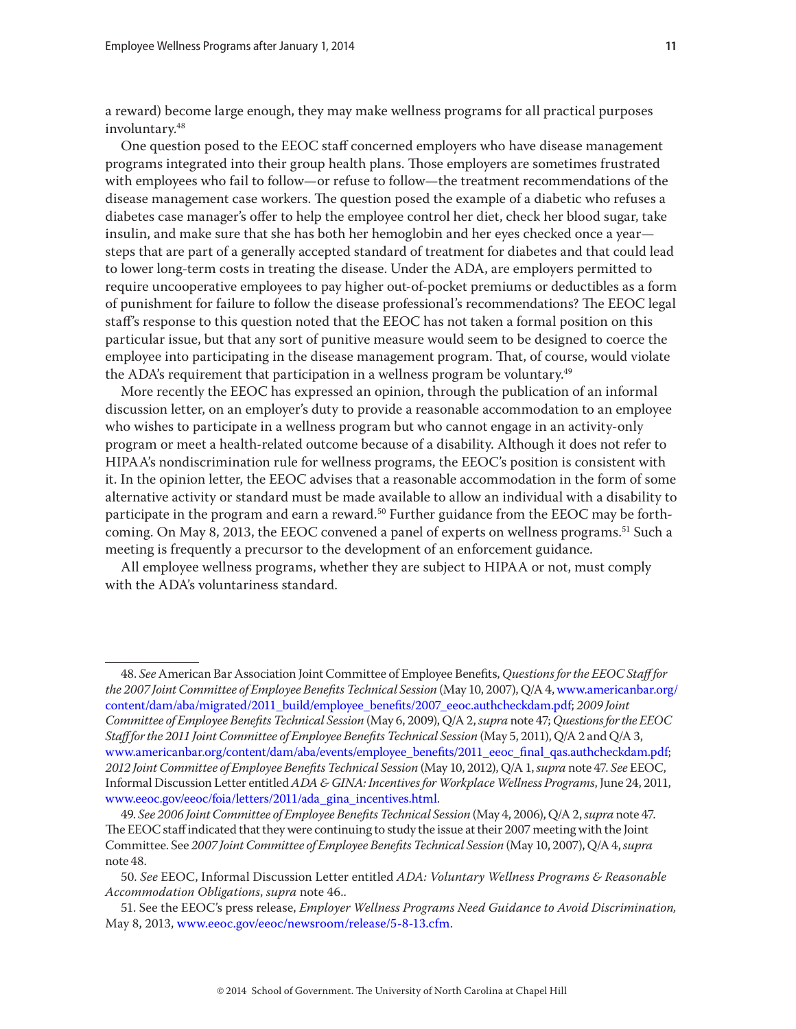a reward) become large enough, they may make wellness programs for all practical purposes involuntary.[48]

One question posed to the EEOC staff concerned employers who have disease management programs integrated into their group health plans. Those employers are sometimes frustrated with employees who fail to follow—or refuse to follow—the treatment recommendations of the disease management case workers. The question posed the example of a diabetic who refuses a diabetes case manager's offer to help the employee control her diet, check her blood sugar, take insulin, and make sure that she has both her hemoglobin and her eyes checked once a year—steps that are part of a generally accepted standard of treatment for diabetes and that could lead to lower long-term costs in treating the disease. Under the ADA, are employers permitted to require uncooperative employees to pay higher out-of-pocket premiums or deductibles as a form of punishment for failure to follow the disease professional's recommendations? The EEOC legal staff's response to this question noted that the EEOC has not taken a formal position on this particular issue, but that any sort of punitive measure would seem to be designed to coerce the employee into participating in the disease management program. That, of course, would violate the ADA's requirement that participation in a wellness program be voluntary.[49]

More recently the EEOC has expressed an opinion, through the publication of an informal discussion letter, on an employer's duty to provide a reasonable accommodation to an employee who wishes to participate in a wellness program but who cannot engage in an activity-only program or meet a health-related outcome because of a disability. Although it does not refer to HIPAA's nondiscrimination rule for wellness programs, the EEOC's position is consistent with it. In the opinion letter, the EEOC advises that a reasonable accommodation in the form of some alternative activity or standard must be made available to allow an individual with a disability to participate in the program and earn a reward.[50] Further guidance from the EEOC may be forthcoming. On May 8, 2013, the EEOC convened a panel of experts on wellness programs.[51] Such a meeting is frequently a precursor to the development of an enforcement guidance.

All employee wellness programs, whether they are subject to HIPAA or not, must comply with the ADA's voluntariness standard.

---

48. *See* American Bar Association Joint Committee of Employee Benefits, *Questions for the EEOC Staff for the 2007 Joint Committee of Employee Benefits Technical Session* (May 10, 2007), Q/A 4, www.americanbar.org/content/dam/aba/migrated/2011_build/employee_benefits/2007_eeoc.authcheckdam.pdf; *2009 Joint Committee of Employee Benefits Technical Session* (May 6, 2009), Q/A 2, *supra* note 47; *Questions for the EEOC Staff for the 2011 Joint Committee of Employee Benefits Technical Session* (May 5, 2011), Q/A 2 and Q/A 3, www.americanbar.org/content/dam/aba/events/employee_benefits/2011_eeoc_final_qas.authcheckdam.pdf; *2012 Joint Committee of Employee Benefits Technical Session* (May 10, 2012), Q/A 1, *supra* note 47. *See* EEOC, Informal Discussion Letter entitled *ADA & GINA: Incentives for Workplace Wellness Programs*, June 24, 2011, www.eeoc.gov/eeoc/foia/letters/2011/ada_gina_incentives.html.

49. *See 2006 Joint Committee of Employee Benefits Technical Session* (May 4, 2006), Q/A 2, *supra* note 47. The EEOC staff indicated that they were continuing to study the issue at their 2007 meeting with the Joint Committee. See *2007 Joint Committee of Employee Benefits Technical Session* (May 10, 2007), Q/A 4, *supra* note 48.

50. *See* EEOC, Informal Discussion Letter entitled *ADA: Voluntary Wellness Programs & Reasonable Accommodation Obligations*, *supra* note 46..

51. See the EEOC's press release, *Employer Wellness Programs Need Guidance to Avoid Discrimination,* May 8, 2013, www.eeoc.gov/eeoc/newsroom/release/5-8-13.cfm.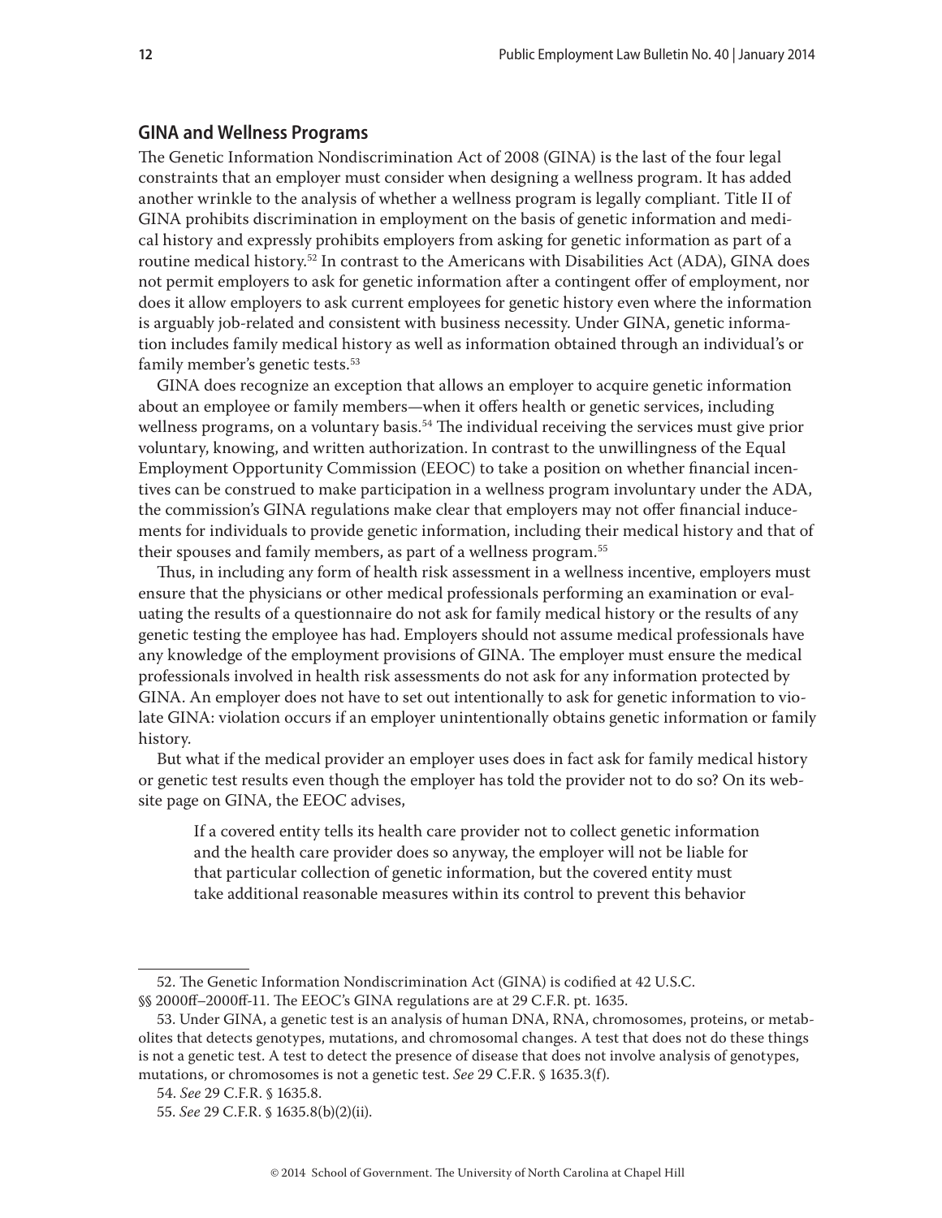## GINA and Wellness Programs

The Genetic Information Nondiscrimination Act of 2008 (GINA) is the last of the four legal constraints that an employer must consider when designing a wellness program. It has added another wrinkle to the analysis of whether a wellness program is legally compliant. Title II of GINA prohibits discrimination in employment on the basis of genetic information and medical history and expressly prohibits employers from asking for genetic information as part of a routine medical history.[52] In contrast to the Americans with Disabilities Act (ADA), GINA does not permit employers to ask for genetic information after a contingent offer of employment, nor does it allow employers to ask current employees for genetic history even where the information is arguably job-related and consistent with business necessity. Under GINA, genetic information includes family medical history as well as information obtained through an individual's or family member's genetic tests.[53]

GINA does recognize an exception that allows an employer to acquire genetic information about an employee or family members—when it offers health or genetic services, including wellness programs, on a voluntary basis.[54] The individual receiving the services must give prior voluntary, knowing, and written authorization. In contrast to the unwillingness of the Equal Employment Opportunity Commission (EEOC) to take a position on whether financial incentives can be construed to make participation in a wellness program involuntary under the ADA, the commission's GINA regulations make clear that employers may not offer financial inducements for individuals to provide genetic information, including their medical history and that of their spouses and family members, as part of a wellness program.[55]

Thus, in including any form of health risk assessment in a wellness incentive, employers must ensure that the physicians or other medical professionals performing an examination or evaluating the results of a questionnaire do not ask for family medical history or the results of any genetic testing the employee has had. Employers should not assume medical professionals have any knowledge of the employment provisions of GINA. The employer must ensure the medical professionals involved in health risk assessments do not ask for any information protected by GINA. An employer does not have to set out intentionally to ask for genetic information to violate GINA: violation occurs if an employer unintentionally obtains genetic information or family history.

But what if the medical provider an employer uses does in fact ask for family medical history or genetic test results even though the employer has told the provider not to do so? On its website page on GINA, the EEOC advises,

> If a covered entity tells its health care provider not to collect genetic information and the health care provider does so anyway, the employer will not be liable for that particular collection of genetic information, but the covered entity must take additional reasonable measures within its control to prevent this behavior

---

52. The Genetic Information Nondiscrimination Act (GINA) is codified at 42 U.S.C. §§ 2000ff–2000ff-11. The EEOC's GINA regulations are at 29 C.F.R. pt. 1635.

53. Under GINA, a genetic test is an analysis of human DNA, RNA, chromosomes, proteins, or metabolites that detects genotypes, mutations, and chromosomal changes. A test that does not do these things is not a genetic test. A test to detect the presence of disease that does not involve analysis of genotypes, mutations, or chromosomes is not a genetic test. *See* 29 C.F.R. § 1635.3(f).

54. *See* 29 C.F.R. § 1635.8.

55. *See* 29 C.F.R. § 1635.8(b)(2)(ii).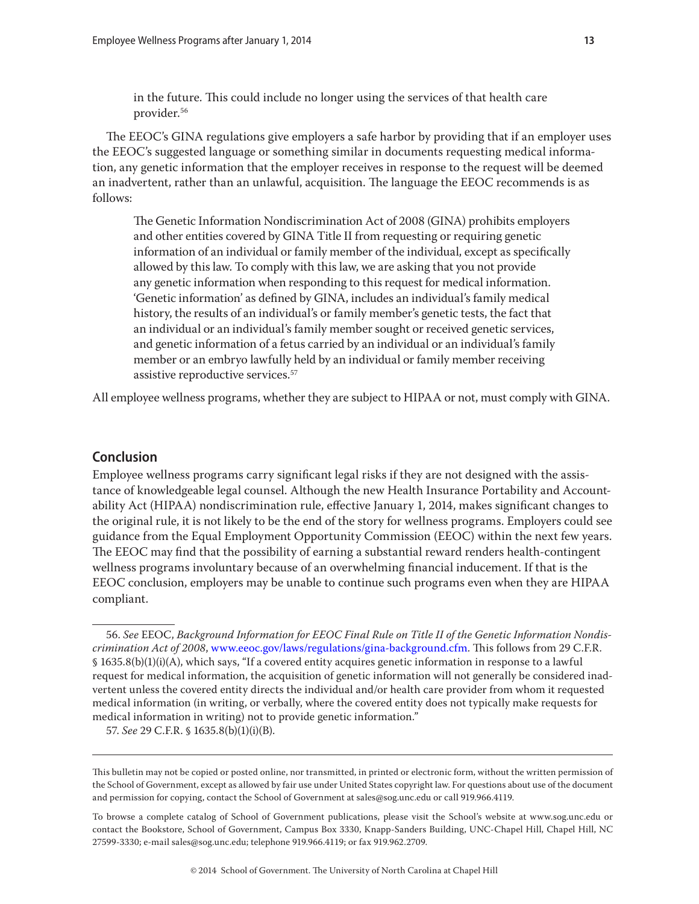in the future. This could include no longer using the services of that health care provider.[56]

The EEOC's GINA regulations give employers a safe harbor by providing that if an employer uses the EEOC's suggested language or something similar in documents requesting medical information, any genetic information that the employer receives in response to the request will be deemed an inadvertent, rather than an unlawful, acquisition. The language the EEOC recommends is as follows:

> The Genetic Information Nondiscrimination Act of 2008 (GINA) prohibits employers and other entities covered by GINA Title II from requesting or requiring genetic information of an individual or family member of the individual, except as specifically allowed by this law. To comply with this law, we are asking that you not provide any genetic information when responding to this request for medical information. 'Genetic information' as defined by GINA, includes an individual's family medical history, the results of an individual's or family member's genetic tests, the fact that an individual or an individual's family member sought or received genetic services, and genetic information of a fetus carried by an individual or an individual's family member or an embryo lawfully held by an individual or family member receiving assistive reproductive services.[57]

All employee wellness programs, whether they are subject to HIPAA or not, must comply with GINA.

## Conclusion

Employee wellness programs carry significant legal risks if they are not designed with the assistance of knowledgeable legal counsel. Although the new Health Insurance Portability and Accountability Act (HIPAA) nondiscrimination rule, effective January 1, 2014, makes significant changes to the original rule, it is not likely to be the end of the story for wellness programs. Employers could see guidance from the Equal Employment Opportunity Commission (EEOC) within the next few years. The EEOC may find that the possibility of earning a substantial reward renders health-contingent wellness programs involuntary because of an overwhelming financial inducement. If that is the EEOC conclusion, employers may be unable to continue such programs even when they are HIPAA compliant.

---

56. *See* EEOC, *Background Information for EEOC Final Rule on Title II of the Genetic Information Nondiscrimination Act of 2008*, www.eeoc.gov/laws/regulations/gina-background.cfm. This follows from 29 C.F.R. § 1635.8(b)(1)(i)(A), which says, "If a covered entity acquires genetic information in response to a lawful request for medical information, the acquisition of genetic information will not generally be considered inadvertent unless the covered entity directs the individual and/or health care provider from whom it requested medical information (in writing, or verbally, where the covered entity does not typically make requests for medical information in writing) not to provide genetic information."

57. *See* 29 C.F.R. § 1635.8(b)(1)(i)(B).

---

This bulletin may not be copied or posted online, nor transmitted, in printed or electronic form, without the written permission of the School of Government, except as allowed by fair use under United States copyright law. For questions about use of the document and permission for copying, contact the School of Government at sales@sog.unc.edu or call 919.966.4119.

To browse a complete catalog of School of Government publications, please visit the School's website at www.sog.unc.edu or contact the Bookstore, School of Government, Campus Box 3330, Knapp-Sanders Building, UNC-Chapel Hill, Chapel Hill, NC 27599-3330; e-mail sales@sog.unc.edu; telephone 919.966.4119; or fax 919.962.2709.

© 2014 School of Government. The University of North Carolina at Chapel Hill